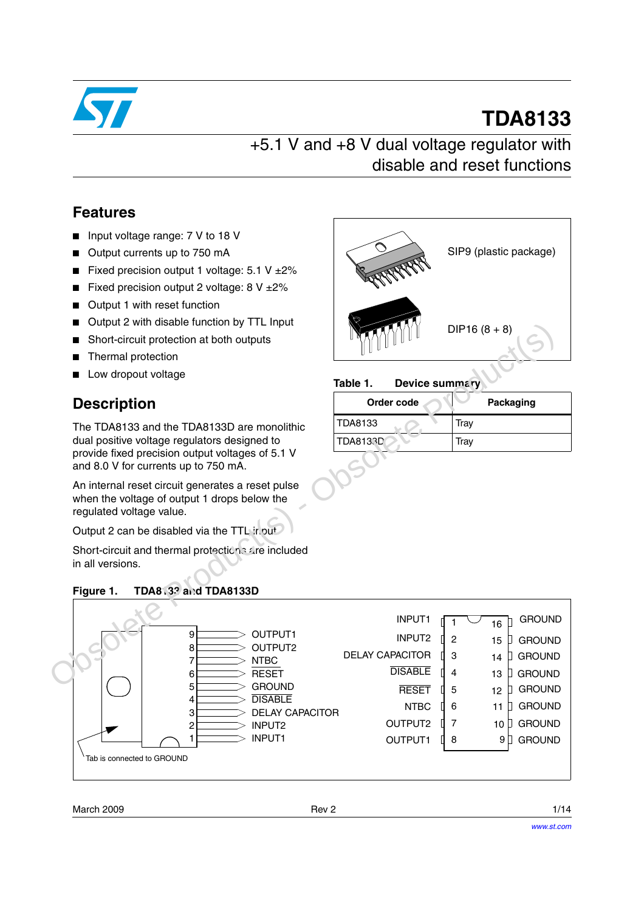# TDA8133

## +5.1 V and +8 V dual voltage regulator with disable and reset functions

## Features

- Input voltage range: 7 V to 18 V
- Output currents up to 750 mA
- Fixed precision output 1 voltage: 5.1 V ±2%
- Fixed precision output 2 voltage: 8 V ±2%
- Output 1 with reset function
- Output 2 with disable function by TTL Input
- Short-circuit protection at both outputs
- Thermal protection
- Low dropout voltage

SIP9 (plastic package)

DIP16 (8 + 8)

**Table 1. Device summary**

| Order code | Packaging |
|---|---|
| TDA8133 | Tray |
| TDA8133D | Tray |

## Description

The TDA8133 and the TDA8133D are monolithic dual positive voltage regulators designed to provide fixed precision output voltages of 5.1 V and 8.0 V for currents up to 750 mA.

An internal reset circuit generates a reset pulse when the voltage of output 1 drops below the regulated voltage value.

Output 2 can be disabled via the TTL input.

Short-circuit and thermal protections are included in all versions.

**Figure 1. TDA8133 and TDA8133D**

SIP9 pinout:

| Pin | Function |
|---|---|
| 9 | OUTPUT1 |
| 8 | OUTPUT2 |
| 7 | NTBC |
| 6 | RESET |
| 5 | GROUND |
| 4 | DISABLE |
| 3 | DELAY CAPACITOR |
| 2 | INPUT2 |
| 1 | INPUT1 |

Tab is connected to GROUND

DIP16 pinout:

| Function | Pin | Pin | Function |
|---|---|---|---|
| INPUT1 | 1 | 16 | GROUND |
| INPUT2 | 2 | 15 | GROUND |
| DELAY CAPACITOR | 3 | 14 | GROUND |
| DISABLE | 4 | 13 | GROUND |
| RESET | 5 | 12 | GROUND |
| NTBC | 6 | 11 | GROUND |
| OUTPUT2 | 7 | 10 | GROUND |
| OUTPUT1 | 8 | 9 | GROUND |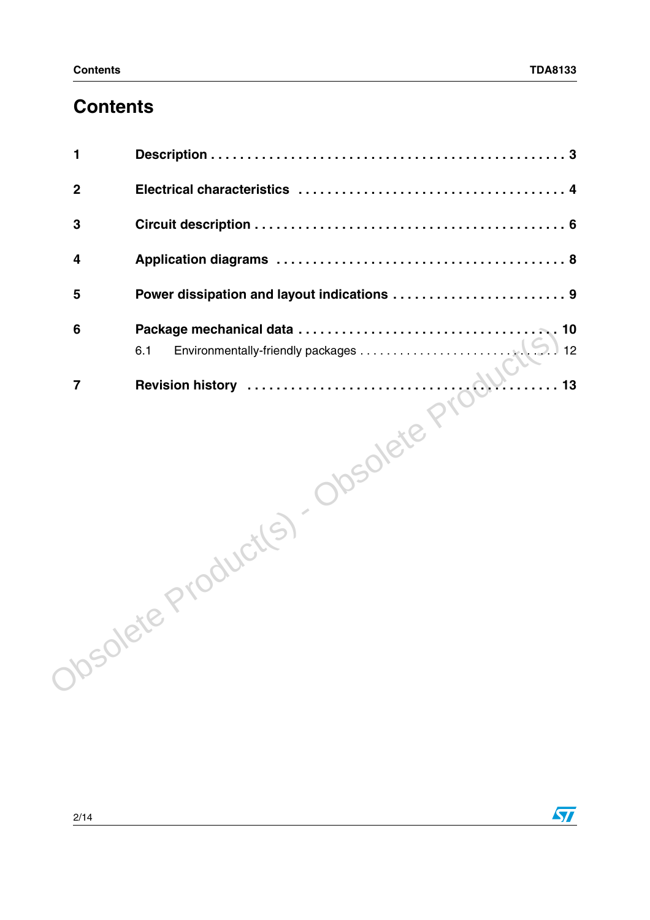# Contents

| | | |
|---|---|---|
| **1** | **Description** | **3** |
| **2** | **Electrical characteristics** | **4** |
| **3** | **Circuit description** | **6** |
| **4** | **Application diagrams** | **8** |
| **5** | **Power dissipation and layout indications** | **9** |
| **6** | **Package mechanical data** | **10** |
| | 6.1 Environmentally-friendly packages | 12 |
| **7** | **Revision history** | **13** |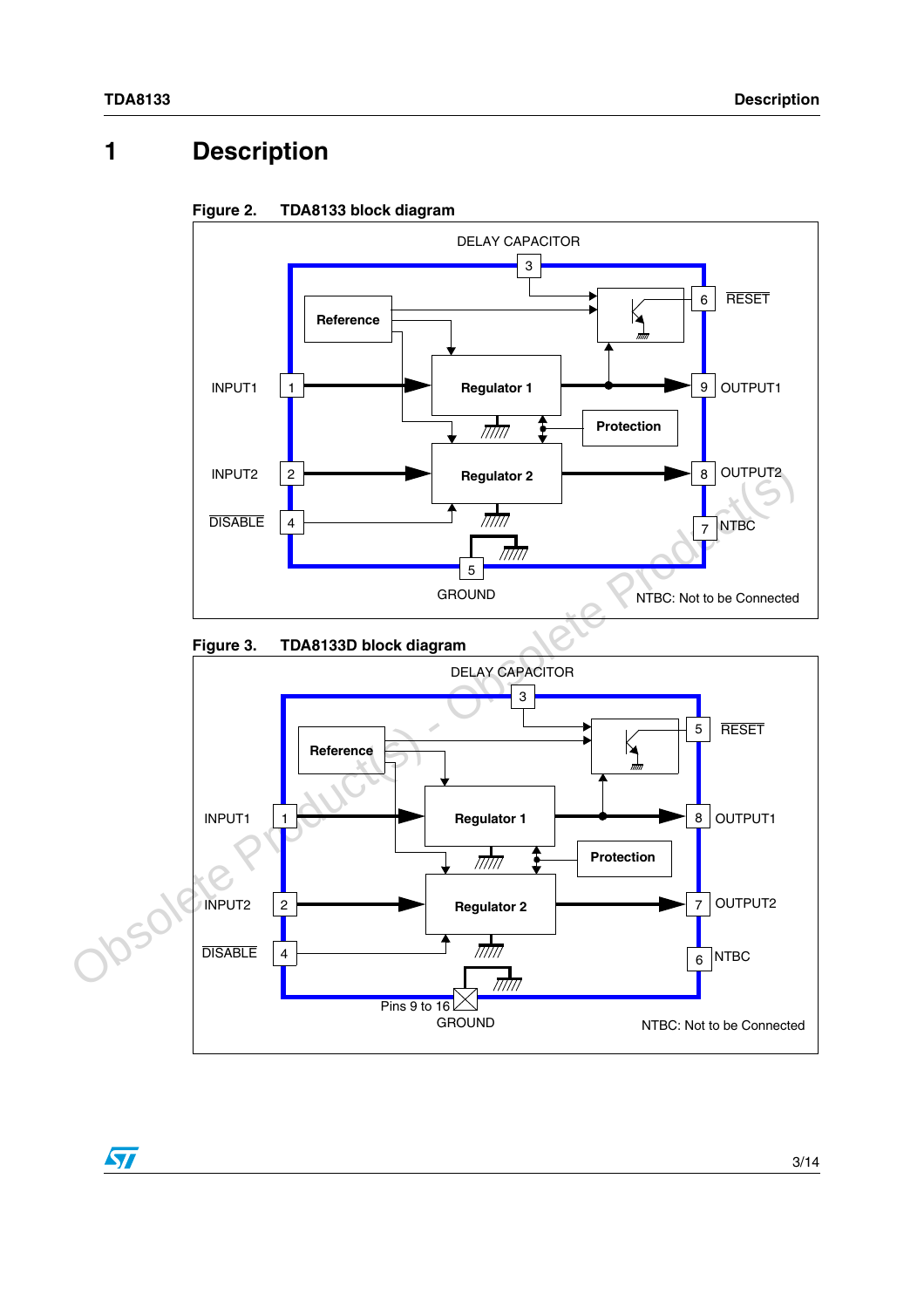# 1 Description

**Figure 2. TDA8133 block diagram**

DELAY CAPACITOR

3

Reference

Regulator 1

Protection

Regulator 2

INPUT1 1

INPUT2 2

DISABLE 4

5 GROUND

6 RESET

9 OUTPUT1

8 OUTPUT2

7 NTBC

NTBC: Not to be Connected

**Figure 3. TDA8133D block diagram**

DELAY CAPACITOR

3

Reference

Regulator 1

Protection

Regulator 2

INPUT1 1

INPUT2 2

DISABLE 4

Pins 9 to 16 GROUND

5 RESET

8 OUTPUT1

7 OUTPUT2

6 NTBC

NTBC: Not to be Connected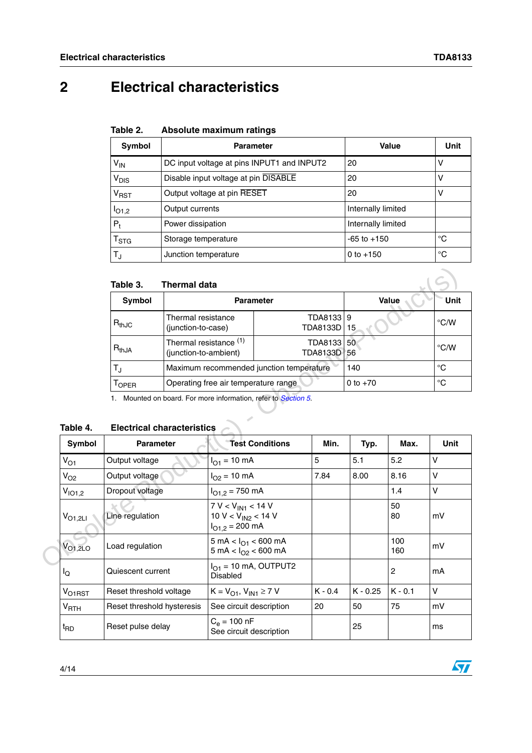# 2 Electrical characteristics

Table 2. Absolute maximum ratings

| Symbol | Parameter | Value | Unit |
|---|---|---|---|
| $V_{IN}$ | DC input voltage at pins INPUT1 and INPUT2 | 20 | V |
| $V_{DIS}$ | Disable input voltage at pin $\overline{DISABLE}$ | 20 | V |
| $V_{RST}$ | Output voltage at pin $\overline{RESET}$ | 20 | V |
| $I_{O1,2}$ | Output currents | Internally limited | |
| $P_t$ | Power dissipation | Internally limited | |
| $T_{STG}$ | Storage temperature | -65 to +150 | °C |
| $T_J$ | Junction temperature | 0 to +150 | °C |

Table 3. Thermal data

| Symbol | Parameter | | Value | Unit |
|---|---|---|---|---|
| $R_{thJC}$ | Thermal resistance (junction-to-case) | TDA8133<br>TDA8133D | 9<br>15 | °C/W |
| $R_{thJA}$ | Thermal resistance [(1)] (junction-to-ambient) | TDA8133<br>TDA8133D | 50<br>56 | °C/W |
| $T_J$ | Maximum recommended junction temperature | | 140 | °C |
| $T_{OPER}$ | Operating free air temperature range | | 0 to +70 | °C |

1. Mounted on board. For more information, refer to *Section 5*.

Table 4. Electrical characteristics

| Symbol | Parameter | Test Conditions | Min. | Typ. | Max. | Unit |
|---|---|---|---|---|---|---|
| $V_{O1}$ | Output voltage | $I_{O1}$ = 10 mA | 5 | 5.1 | 5.2 | V |
| $V_{O2}$ | Output voltage | $I_{O2}$ = 10 mA | 7.84 | 8.00 | 8.16 | V |
| $V_{IO1,2}$ | Dropout voltage | $I_{O1,2}$ = 750 mA | | | 1.4 | V |
| $V_{O1,2LI}$ | Line regulation | 7 V < $V_{IN1}$ < 14 V<br>10 V < $V_{IN2}$ < 14 V<br>$I_{O1,2}$ = 200 mA | | | 50<br>80 | mV |
| $V_{O1,2LO}$ | Load regulation | 5 mA < $I_{O1}$ < 600 mA<br>5 mA < $I_{O2}$ < 600 mA | | | 100<br>160 | mV |
| $I_Q$ | Quiescent current | $I_{O1}$ = 10 mA, OUTPUT2 Disabled | | | 2 | mA |
| $V_{O1RST}$ | Reset threshold voltage | K = $V_{O1}$, $V_{IN1} \geq 7$ V | K - 0.4 | K - 0.25 | K - 0.1 | V |
| $V_{RTH}$ | Reset threshold hysteresis | See circuit description | 20 | 50 | 75 | mV |
| $t_{RD}$ | Reset pulse delay | $C_e$ = 100 nF<br>See circuit description | | 25 | | ms |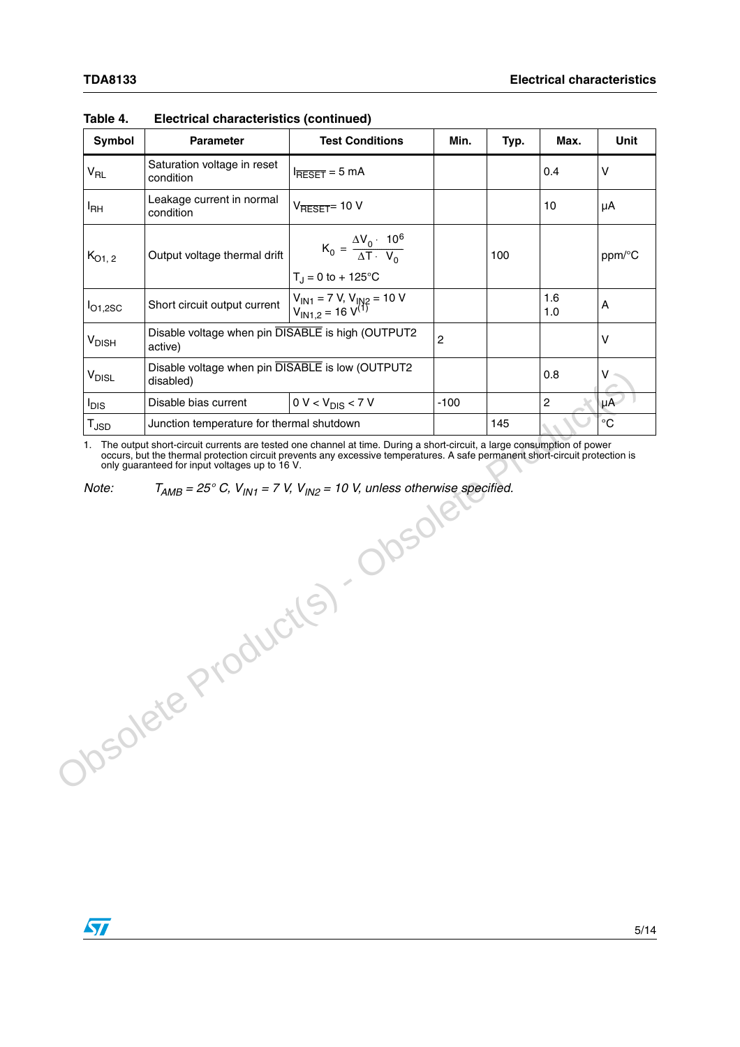Table 4. Electrical characteristics (continued)

| Symbol | Parameter | Test Conditions | Min. | Typ. | Max. | Unit |
|---|---|---|---|---|---|---|
| $V_{RL}$ | Saturation voltage in reset condition | $I_{\overline{RESET}} = 5$ mA | | | 0.4 | V |
| $I_{RH}$ | Leakage current in normal condition | $V_{\overline{RESET}} = 10$ V | | | 10 | µA |
| $K_{O1,2}$ | Output voltage thermal drift | $K_0 = \frac{\Delta V_0 \cdot 10^6}{\Delta T \cdot V_0}$ <br> $T_J = 0$ to $+125°C$ | | 100 | | ppm/°C |
| $I_{O1,2SC}$ | Short circuit output current | $V_{IN1} = 7$ V, $V_{IN2} = 10$ V <br> $V_{IN1,2} = 16$ V[(1)] | | | 1.6 <br> 1.0 | A |
| $V_{DISH}$ | Disable voltage when pin $\overline{DISABLE}$ is high (OUTPUT2 active) | | 2 | | | V |
| $V_{DISL}$ | Disable voltage when pin $\overline{DISABLE}$ is low (OUTPUT2 disabled) | | | | 0.8 | V |
| $I_{DIS}$ | Disable bias current | $0\text{ V} < V_{DIS} < 7\text{ V}$ | -100 | | 2 | µA |
| $T_{JSD}$ | Junction temperature for thermal shutdown | | | 145 | | °C |

1. The output short-circuit currents are tested one channel at time. During a short-circuit, a large consumption of power occurs, but the thermal protection circuit prevents any excessive temperatures. A safe permanent short-circuit protection is only guaranteed for input voltages up to 16 V.

*Note:* *$T_{AMB} = 25°$ C, $V_{IN1} = 7$ V, $V_{IN2} = 10$ V, unless otherwise specified.*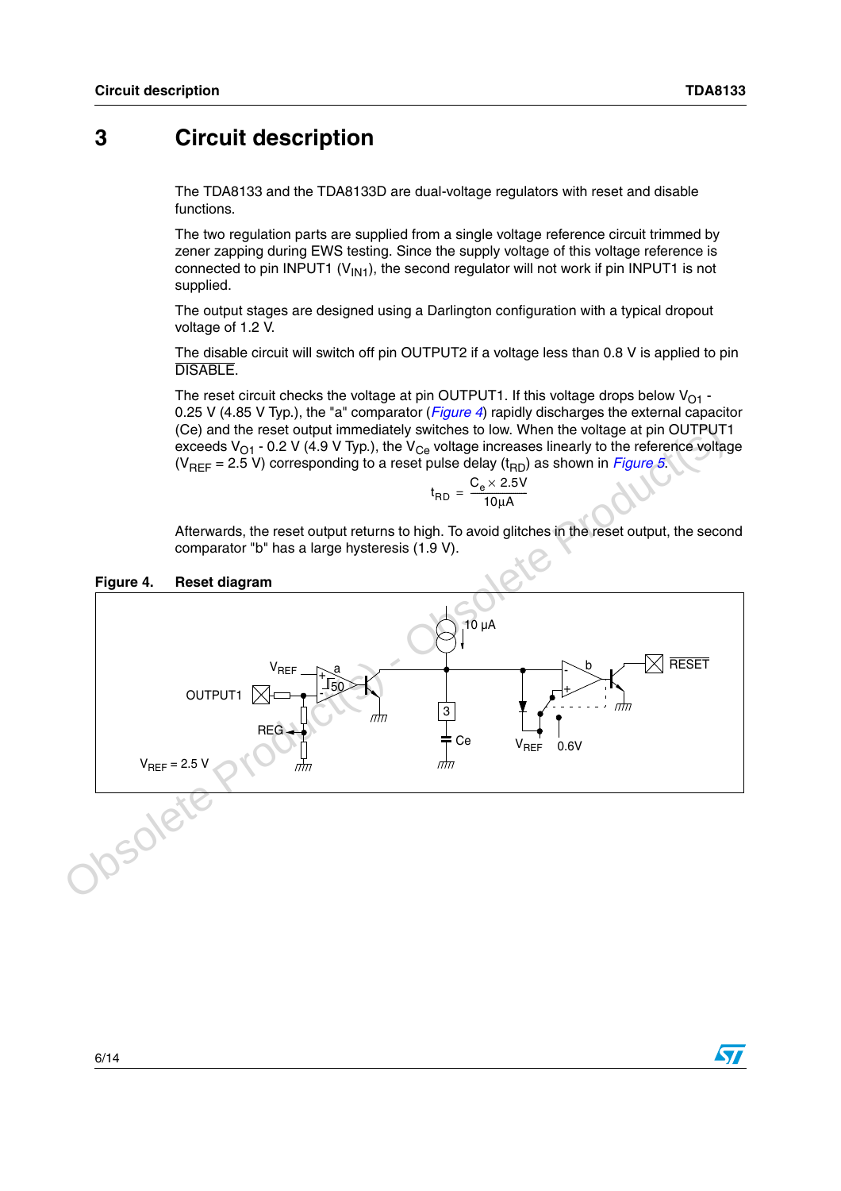# 3 Circuit description

The TDA8133 and the TDA8133D are dual-voltage regulators with reset and disable functions.

The two regulation parts are supplied from a single voltage reference circuit trimmed by zener zapping during EWS testing. Since the supply voltage of this voltage reference is connected to pin INPUT1 ($V_{IN1}$), the second regulator will not work if pin INPUT1 is not supplied.

The output stages are designed using a Darlington configuration with a typical dropout voltage of 1.2 V.

The disable circuit will switch off pin OUTPUT2 if a voltage less than 0.8 V is applied to pin $\overline{\text{DISABLE}}$.

The reset circuit checks the voltage at pin OUTPUT1. If this voltage drops below $V_{O1}$ - 0.25 V (4.85 V Typ.), the "a" comparator (*Figure 4*) rapidly discharges the external capacitor (Ce) and the reset output immediately switches to low. When the voltage at pin OUTPUT1 exceeds $V_{O1}$ - 0.2 V (4.9 V Typ.), the $V_{Ce}$ voltage increases linearly to the reference voltage ($V_{REF}$ = 2.5 V) corresponding to a reset pulse delay ($t_{RD}$) as shown in *Figure 5*.

$$t_{RD} = \frac{C_e \times 2.5V}{10\mu A}$$

Afterwards, the reset output returns to high. To avoid glitches in the reset output, the second comparator "b" has a large hysteresis (1.9 V).

**Figure 4. Reset diagram**

$V_{REF}$ = 2.5 V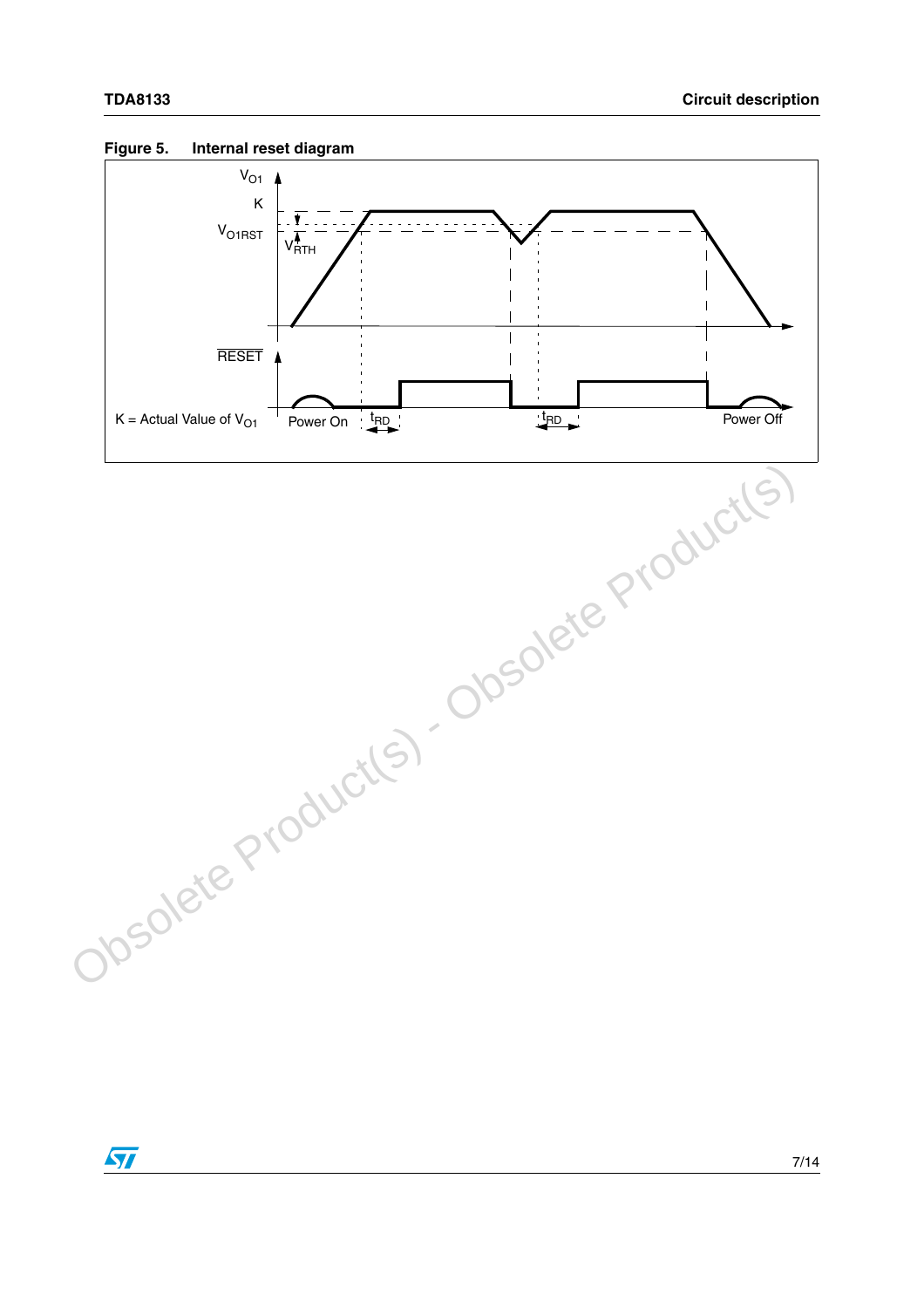Figure 5. Internal reset diagram

$V_{O1}$

K

$V_{O1RST}$

$V_{RTH}$

$\overline{RESET}$

K = Actual Value of $V_{O1}$

Power On

$t_{RD}$

$t_{RD}$

Power Off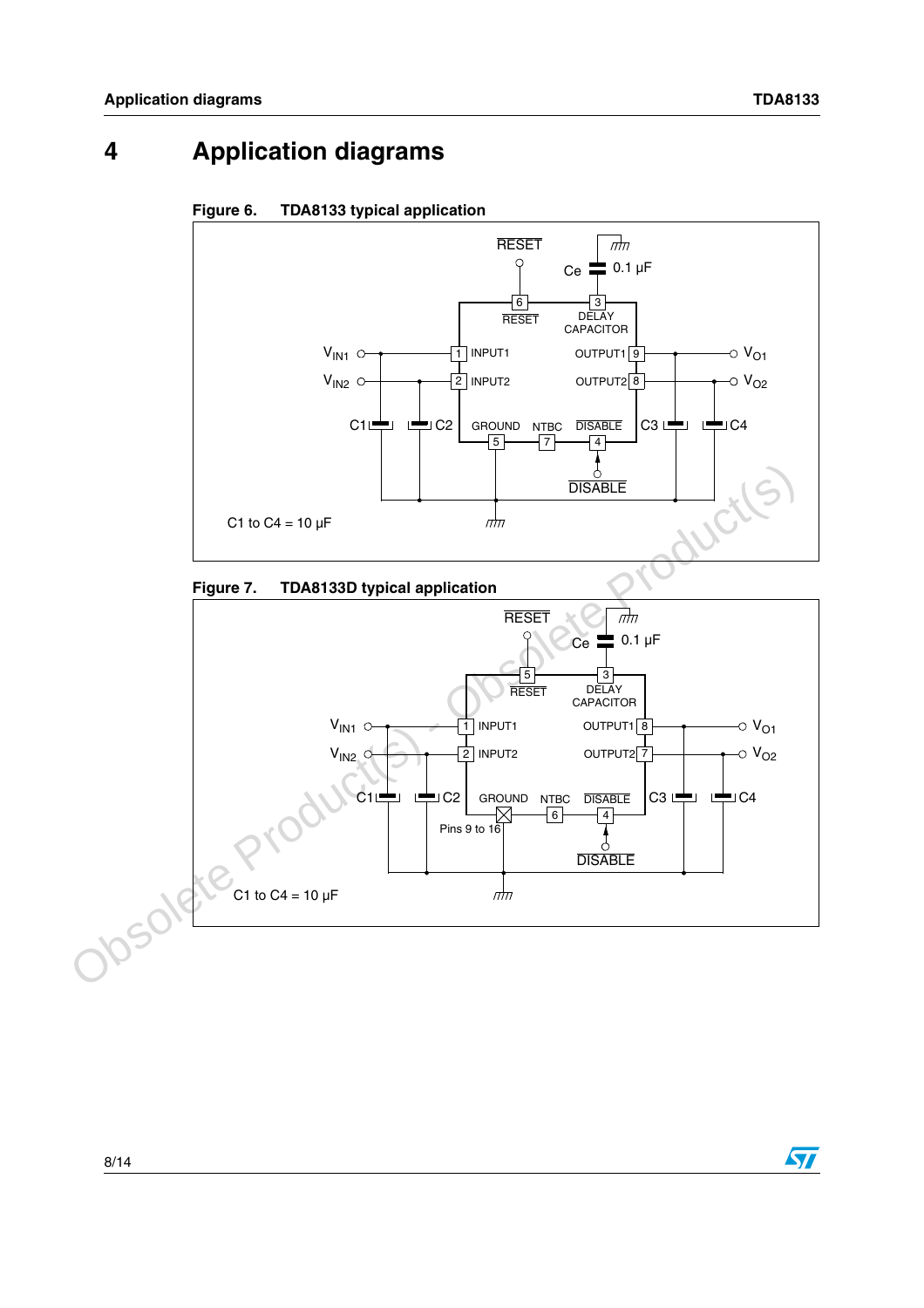# 4 Application diagrams

**Figure 6. TDA8133 typical application**

C1 to C4 = 10 µF

**Figure 7. TDA8133D typical application**

C1 to C4 = 10 µF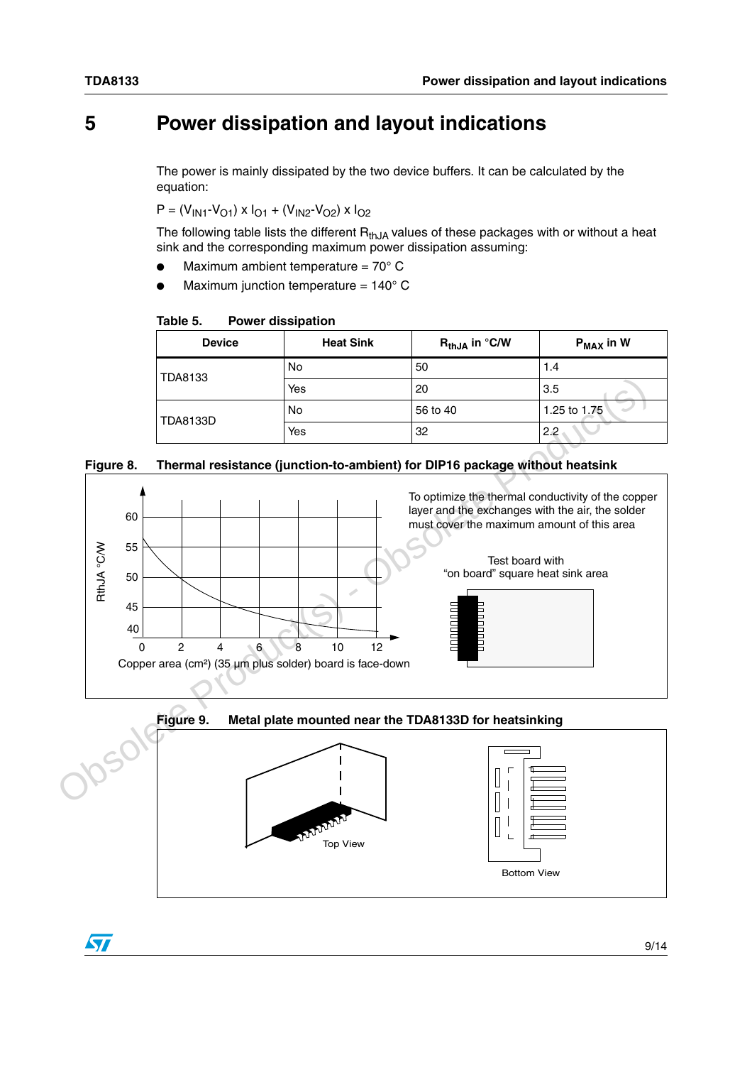# 5 Power dissipation and layout indications

The power is mainly dissipated by the two device buffers. It can be calculated by the equation:

$P = (V_{IN1}-V_{O1}) \times I_{O1} + (V_{IN2}-V_{O2}) \times I_{O2}$

The following table lists the different $R_{thJA}$ values of these packages with or without a heat sink and the corresponding maximum power dissipation assuming:

- Maximum ambient temperature = 70° C
- Maximum junction temperature = 140° C

**Table 5. Power dissipation**

| Device | Heat Sink | $R_{thJA}$ in °C/W | $P_{MAX}$ in W |
|---|---|---|---|
| TDA8133 | No | 50 | 1.4 |
| | Yes | 20 | 3.5 |
| TDA8133D | No | 56 to 40 | 1.25 to 1.75 |
| | Yes | 32 | 2.2 |

**Figure 8. Thermal resistance (junction-to-ambient) for DIP16 package without heatsink**

To optimize the thermal conductivity of the copper layer and the exchanges with the air, the solder must cover the maximum amount of this area

Test board with "on board" square heat sink area

Copper area (cm²) (35 µm plus solder) board is face-down

**Figure 9. Metal plate mounted near the TDA8133D for heatsinking**

Top View

Bottom View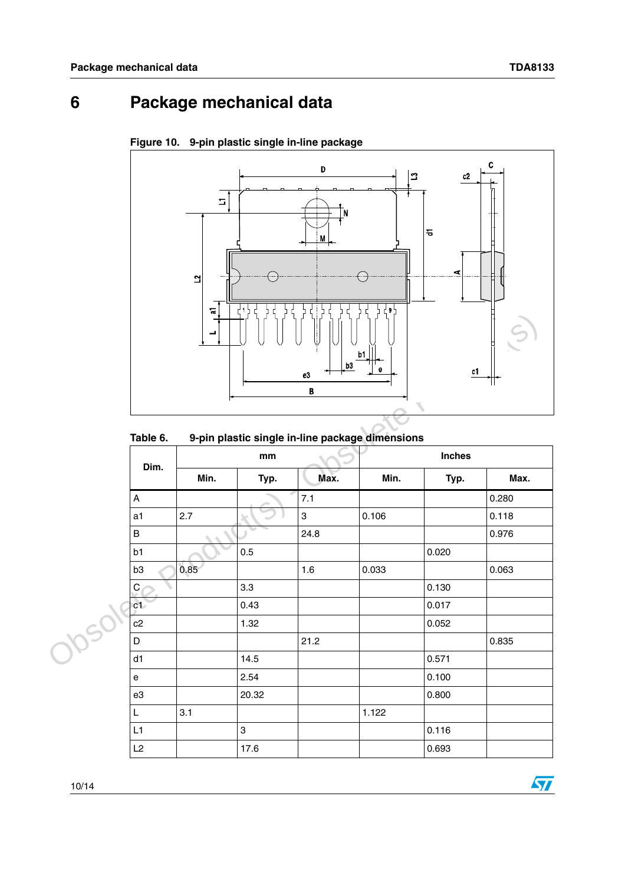# 6 Package mechanical data

Figure 10. 9-pin plastic single in-line package

Table 6. 9-pin plastic single in-line package dimensions

| Dim. | mm | | | Inches | | |
|---|---|---|---|---|---|---|
| | Min. | Typ. | Max. | Min. | Typ. | Max. |
| A | | | 7.1 | | | 0.280 |
| a1 | 2.7 | | 3 | 0.106 | | 0.118 |
| B | | | 24.8 | | | 0.976 |
| b1 | | 0.5 | | | 0.020 | |
| b3 | 0.85 | | 1.6 | 0.033 | | 0.063 |
| C | | 3.3 | | | 0.130 | |
| c1 | | 0.43 | | | 0.017 | |
| c2 | | 1.32 | | | 0.052 | |
| D | | | 21.2 | | | 0.835 |
| d1 | | 14.5 | | | 0.571 | |
| e | | 2.54 | | | 0.100 | |
| e3 | | 20.32 | | | 0.800 | |
| L | 3.1 | | | 1.122 | | |
| L1 | | 3 | | | 0.116 | |
| L2 | | 17.6 | | | 0.693 | |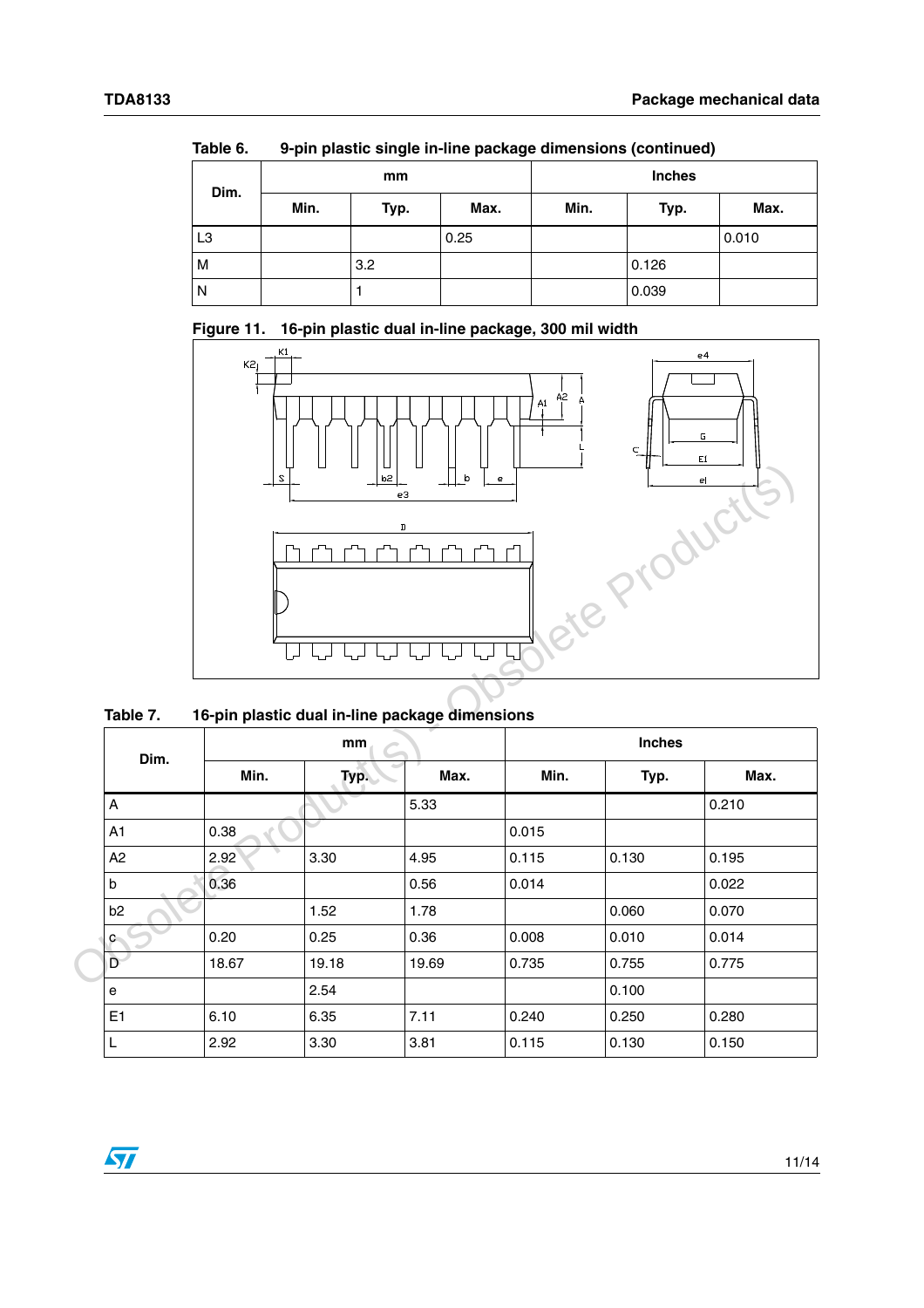Table 6. 9-pin plastic single in-line package dimensions (continued)

| Dim. | mm | | | Inches | | |
|---|---|---|---|---|---|---|
| | Min. | Typ. | Max. | Min. | Typ. | Max. |
| L3 | | | 0.25 | | | 0.010 |
| M | | 3.2 | | | 0.126 | |
| N | | 1 | | | 0.039 | |

Figure 11. 16-pin plastic dual in-line package, 300 mil width

Table 7. 16-pin plastic dual in-line package dimensions

| Dim. | mm | | | Inches | | |
|---|---|---|---|---|---|---|
| | Min. | Typ. | Max. | Min. | Typ. | Max. |
| A | | | 5.33 | | | 0.210 |
| A1 | 0.38 | | | 0.015 | | |
| A2 | 2.92 | 3.30 | 4.95 | 0.115 | 0.130 | 0.195 |
| b | 0.36 | | 0.56 | 0.014 | | 0.022 |
| b2 | | 1.52 | 1.78 | | 0.060 | 0.070 |
| c | 0.20 | 0.25 | 0.36 | 0.008 | 0.010 | 0.014 |
| D | 18.67 | 19.18 | 19.69 | 0.735 | 0.755 | 0.775 |
| e | | 2.54 | | | 0.100 | |
| E1 | 6.10 | 6.35 | 7.11 | 0.240 | 0.250 | 0.280 |
| L | 2.92 | 3.30 | 3.81 | 0.115 | 0.130 | 0.150 |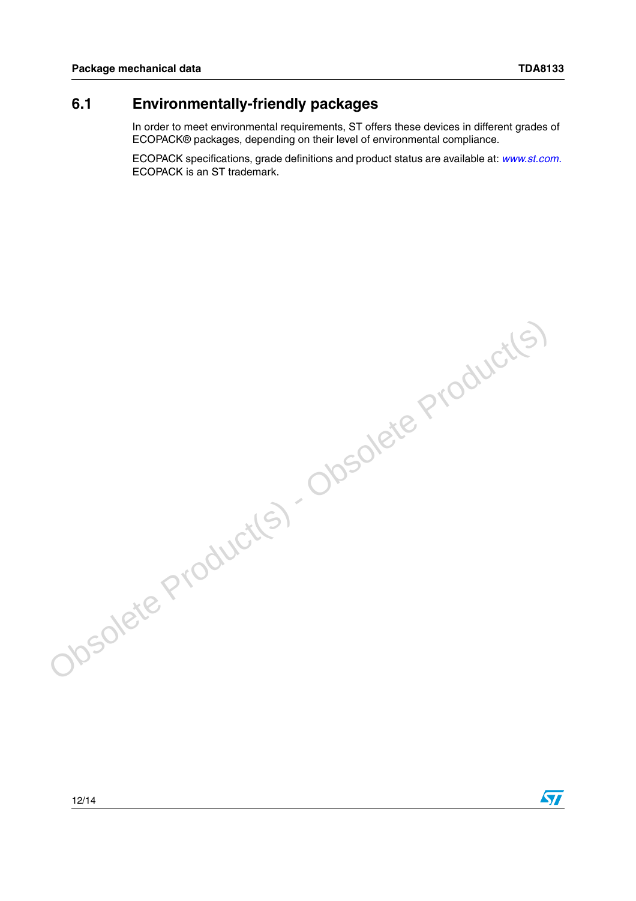## 6.1 Environmentally-friendly packages

In order to meet environmental requirements, ST offers these devices in different grades of ECOPACK® packages, depending on their level of environmental compliance.

ECOPACK specifications, grade definitions and product status are available at: *www.st.com.* ECOPACK is an ST trademark.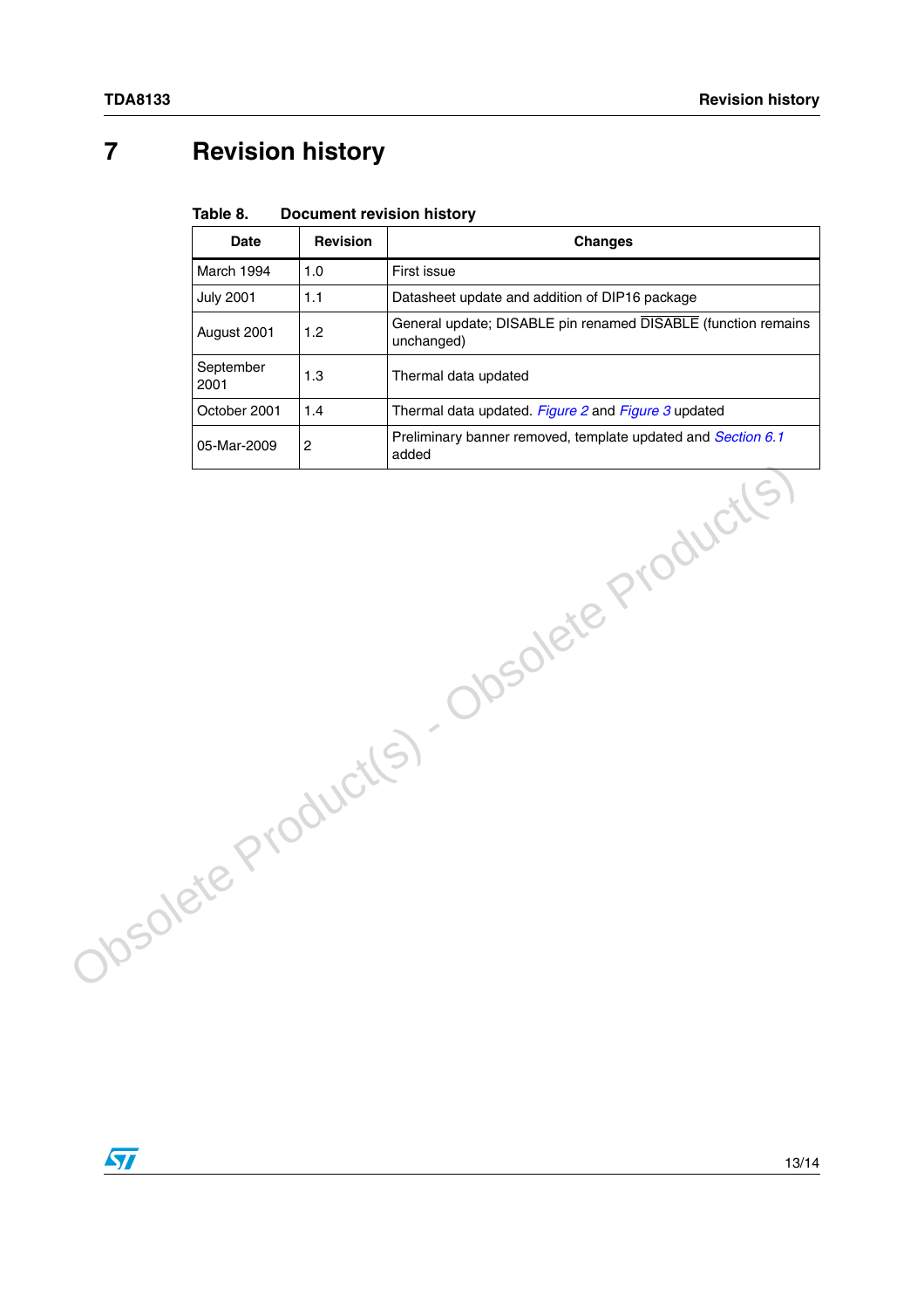# 7 Revision history

**Table 8. Document revision history**

| Date | Revision | Changes |
|---|---|---|
| March 1994 | 1.0 | First issue |
| July 2001 | 1.1 | Datasheet update and addition of DIP16 package |
| August 2001 | 1.2 | General update; DISABLE pin renamed $\overline{\text{DISABLE}}$ (function remains unchanged) |
| September 2001 | 1.3 | Thermal data updated |
| October 2001 | 1.4 | Thermal data updated. *Figure 2* and *Figure 3* updated |
| 05-Mar-2009 | 2 | Preliminary banner removed, template updated and *Section 6.1* added |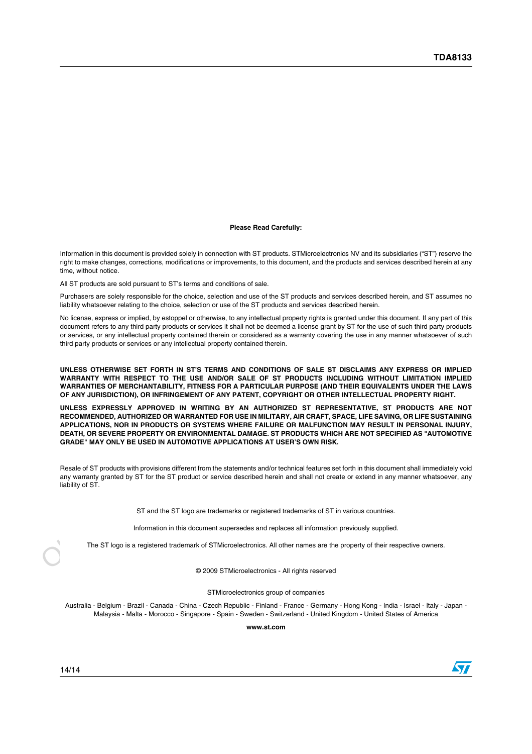**Please Read Carefully:**

Information in this document is provided solely in connection with ST products. STMicroelectronics NV and its subsidiaries ("ST") reserve the right to make changes, corrections, modifications or improvements, to this document, and the products and services described herein at any time, without notice.

All ST products are sold pursuant to ST's terms and conditions of sale.

Purchasers are solely responsible for the choice, selection and use of the ST products and services described herein, and ST assumes no liability whatsoever relating to the choice, selection or use of the ST products and services described herein.

No license, express or implied, by estoppel or otherwise, to any intellectual property rights is granted under this document. If any part of this document refers to any third party products or services it shall not be deemed a license grant by ST for the use of such third party products or services, or any intellectual property contained therein or considered as a warranty covering the use in any manner whatsoever of such third party products or services or any intellectual property contained therein.

**UNLESS OTHERWISE SET FORTH IN ST'S TERMS AND CONDITIONS OF SALE ST DISCLAIMS ANY EXPRESS OR IMPLIED WARRANTY WITH RESPECT TO THE USE AND/OR SALE OF ST PRODUCTS INCLUDING WITHOUT LIMITATION IMPLIED WARRANTIES OF MERCHANTABILITY, FITNESS FOR A PARTICULAR PURPOSE (AND THEIR EQUIVALENTS UNDER THE LAWS OF ANY JURISDICTION), OR INFRINGEMENT OF ANY PATENT, COPYRIGHT OR OTHER INTELLECTUAL PROPERTY RIGHT.**

**UNLESS EXPRESSLY APPROVED IN WRITING BY AN AUTHORIZED ST REPRESENTATIVE, ST PRODUCTS ARE NOT RECOMMENDED, AUTHORIZED OR WARRANTED FOR USE IN MILITARY, AIR CRAFT, SPACE, LIFE SAVING, OR LIFE SUSTAINING APPLICATIONS, NOR IN PRODUCTS OR SYSTEMS WHERE FAILURE OR MALFUNCTION MAY RESULT IN PERSONAL INJURY, DEATH, OR SEVERE PROPERTY OR ENVIRONMENTAL DAMAGE. ST PRODUCTS WHICH ARE NOT SPECIFIED AS "AUTOMOTIVE GRADE" MAY ONLY BE USED IN AUTOMOTIVE APPLICATIONS AT USER'S OWN RISK.**

Resale of ST products with provisions different from the statements and/or technical features set forth in this document shall immediately void any warranty granted by ST for the ST product or service described herein and shall not create or extend in any manner whatsoever, any liability of ST.

ST and the ST logo are trademarks or registered trademarks of ST in various countries.

Information in this document supersedes and replaces all information previously supplied.

The ST logo is a registered trademark of STMicroelectronics. All other names are the property of their respective owners.

© 2009 STMicroelectronics - All rights reserved

STMicroelectronics group of companies

Australia - Belgium - Brazil - Canada - China - Czech Republic - Finland - France - Germany - Hong Kong - India - Israel - Italy - Japan - Malaysia - Malta - Morocco - Singapore - Spain - Sweden - Switzerland - United Kingdom - United States of America

**www.st.com**